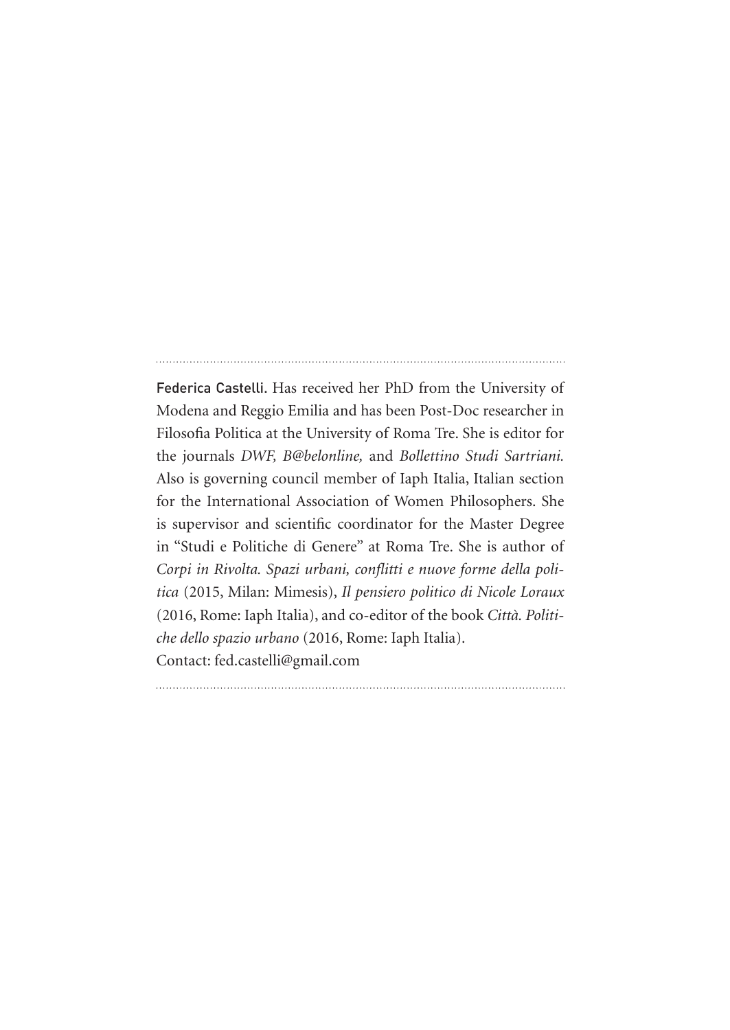**Federica Castelli.** Has received her PhD from the University of Modena and Reggio Emilia and has been Post-Doc researcher in Filosofia Politica at the University of Roma Tre. She is editor for the journals *DWF, B@belonline,* and *Bollettino Studi Sartriani.* Also is governing council member of Iaph Italia, Italian section for the International Association of Women Philosophers. She is supervisor and scientific coordinator for the Master Degree in "Studi e Politiche di Genere" at Roma Tre. She is author of *Corpi in Rivolta. Spazi urbani, conflitti e nuove forme della politica* (2015, Milan: Mimesis), *Il pensiero politico di Nicole Loraux* (2016, Rome: Iaph Italia), and co-editor of the book *Città. Politiche dello spazio urbano* (2016, Rome: Iaph Italia).
Contact: fed.castelli@gmail.com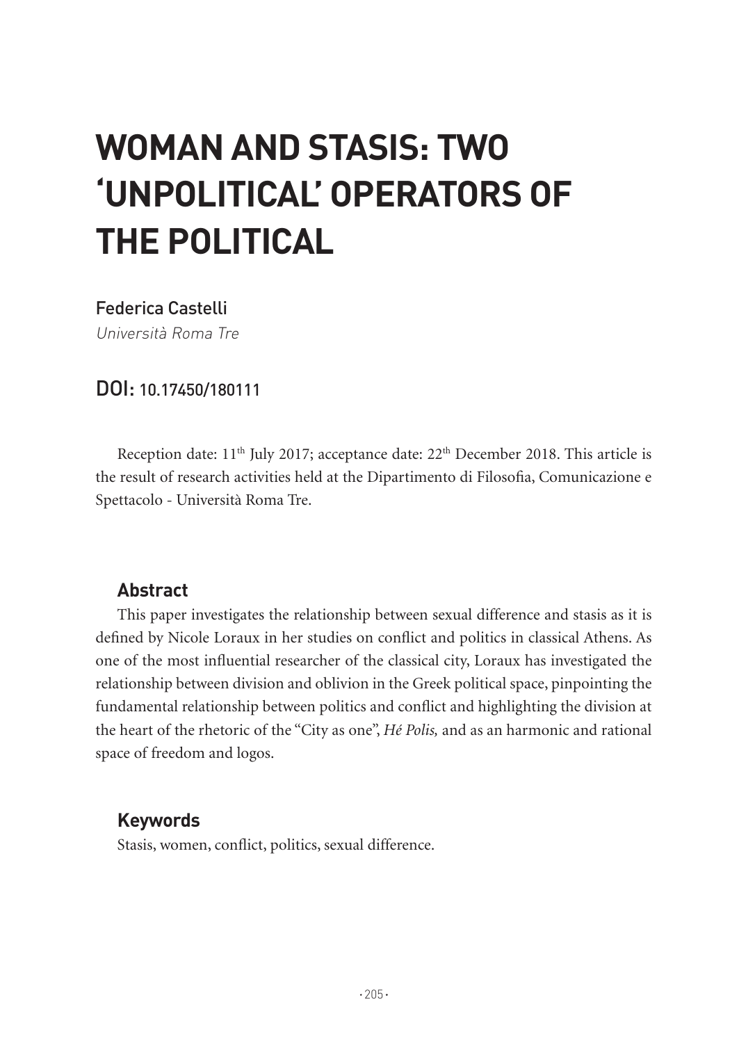# WOMAN AND STASIS: TWO 'UNPOLITICAL' OPERATORS OF THE POLITICAL

Federica Castelli

*Università Roma Tre*

DOI: 10.17450/180111

Reception date: 11th July 2017; acceptance date: 22th December 2018. This article is the result of research activities held at the Dipartimento di Filosofia, Comunicazione e Spettacolo - Università Roma Tre.

### Abstract

This paper investigates the relationship between sexual difference and stasis as it is defined by Nicole Loraux in her studies on conflict and politics in classical Athens. As one of the most influential researcher of the classical city, Loraux has investigated the relationship between division and oblivion in the Greek political space, pinpointing the fundamental relationship between politics and conflict and highlighting the division at the heart of the rhetoric of the "City as one", *Hé Polis,* and as an harmonic and rational space of freedom and logos.

### Keywords

Stasis, women, conflict, politics, sexual difference.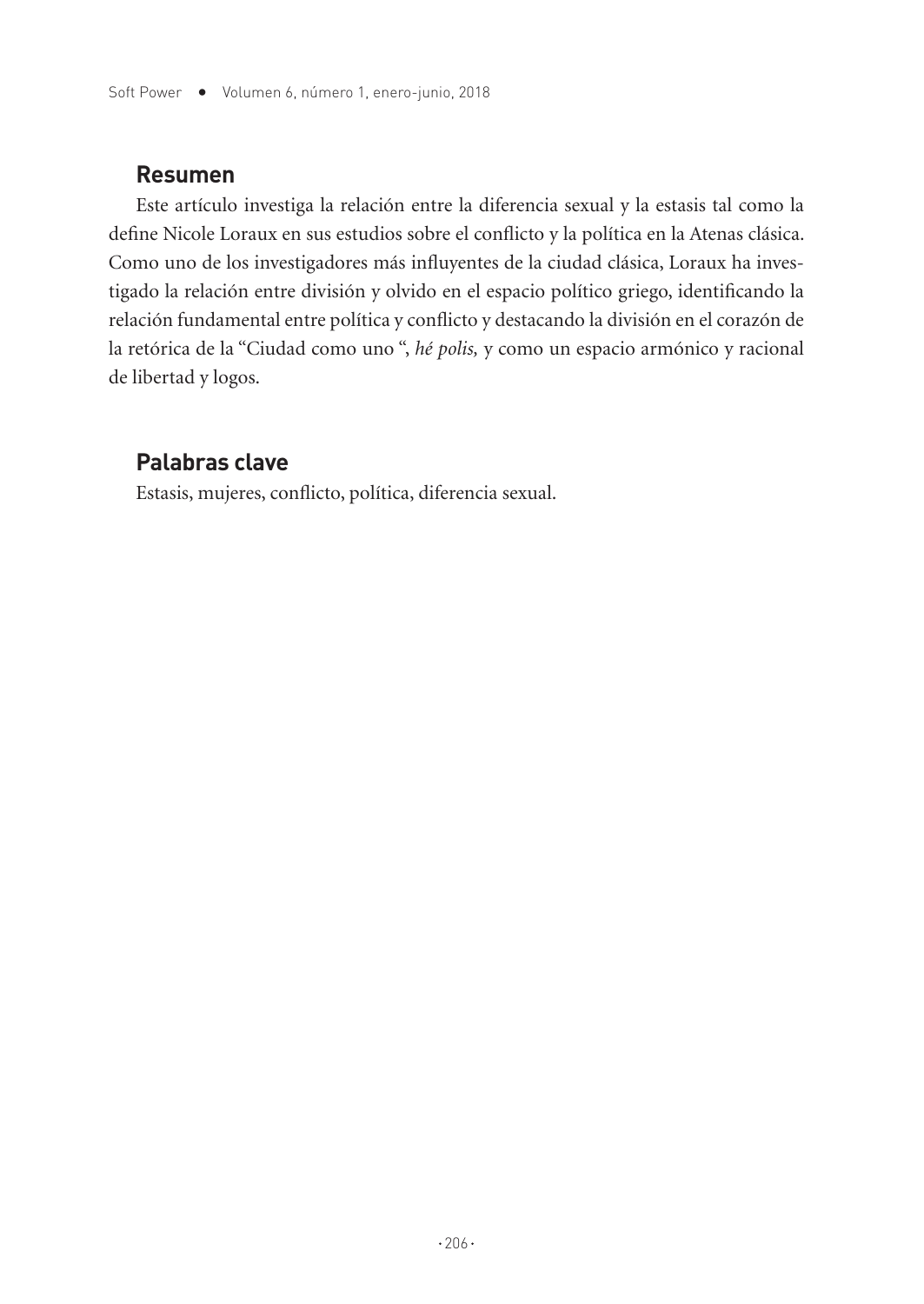## Resumen

Este artículo investiga la relación entre la diferencia sexual y la estasis tal como la define Nicole Loraux en sus estudios sobre el conflicto y la política en la Atenas clásica. Como uno de los investigadores más influyentes de la ciudad clásica, Loraux ha investigado la relación entre división y olvido en el espacio político griego, identificando la relación fundamental entre política y conflicto y destacando la división en el corazón de la retórica de la "Ciudad como uno ", *hé polis,* y como un espacio armónico y racional de libertad y logos.

## Palabras clave

Estasis, mujeres, conflicto, política, diferencia sexual.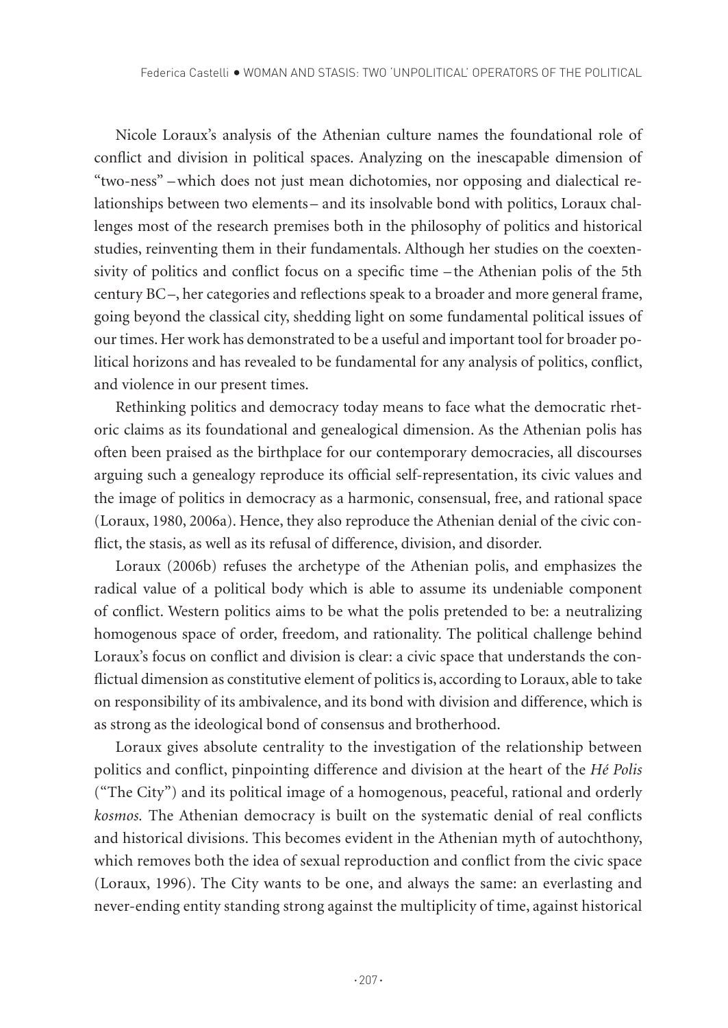Nicole Loraux's analysis of the Athenian culture names the foundational role of conflict and division in political spaces. Analyzing on the inescapable dimension of "two-ness" –which does not just mean dichotomies, nor opposing and dialectical relationships between two elements– and its insolvable bond with politics, Loraux challenges most of the research premises both in the philosophy of politics and historical studies, reinventing them in their fundamentals. Although her studies on the coextensivity of politics and conflict focus on a specific time –the Athenian polis of the 5th century BC–, her categories and reflections speak to a broader and more general frame, going beyond the classical city, shedding light on some fundamental political issues of our times. Her work has demonstrated to be a useful and important tool for broader political horizons and has revealed to be fundamental for any analysis of politics, conflict, and violence in our present times.

Rethinking politics and democracy today means to face what the democratic rhetoric claims as its foundational and genealogical dimension. As the Athenian polis has often been praised as the birthplace for our contemporary democracies, all discourses arguing such a genealogy reproduce its official self-representation, its civic values and the image of politics in democracy as a harmonic, consensual, free, and rational space (Loraux, 1980, 2006a). Hence, they also reproduce the Athenian denial of the civic conflict, the stasis, as well as its refusal of difference, division, and disorder.

Loraux (2006b) refuses the archetype of the Athenian polis, and emphasizes the radical value of a political body which is able to assume its undeniable component of conflict. Western politics aims to be what the polis pretended to be: a neutralizing homogenous space of order, freedom, and rationality. The political challenge behind Loraux's focus on conflict and division is clear: a civic space that understands the conflictual dimension as constitutive element of politics is, according to Loraux, able to take on responsibility of its ambivalence, and its bond with division and difference, which is as strong as the ideological bond of consensus and brotherhood.

Loraux gives absolute centrality to the investigation of the relationship between politics and conflict, pinpointing difference and division at the heart of the *Hé Polis* ("The City") and its political image of a homogenous, peaceful, rational and orderly *kosmos.* The Athenian democracy is built on the systematic denial of real conflicts and historical divisions. This becomes evident in the Athenian myth of autochthony, which removes both the idea of sexual reproduction and conflict from the civic space (Loraux, 1996). The City wants to be one, and always the same: an everlasting and never-ending entity standing strong against the multiplicity of time, against historical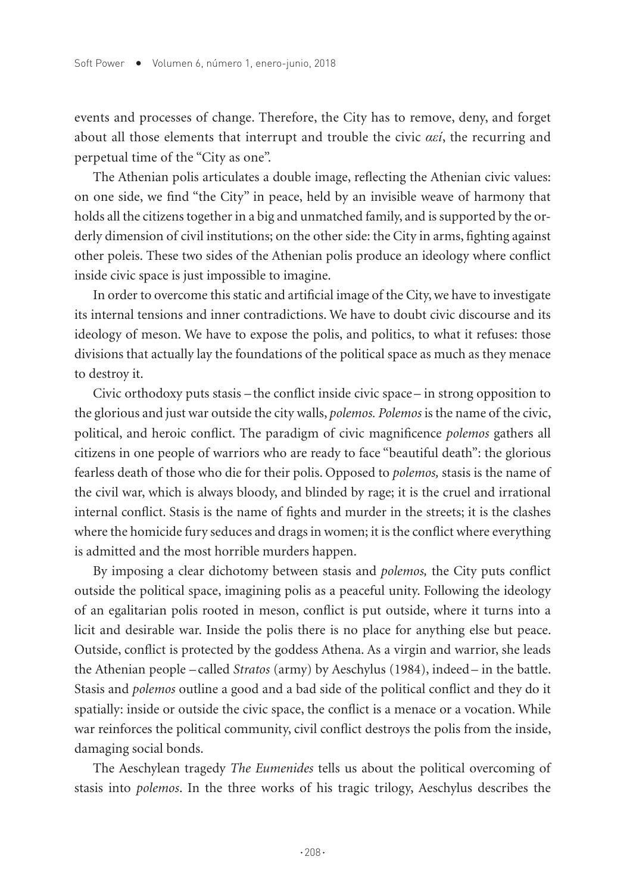events and processes of change. Therefore, the City has to remove, deny, and forget about all those elements that interrupt and trouble the civic *αεί*, the recurring and perpetual time of the "City as one".

The Athenian polis articulates a double image, reflecting the Athenian civic values: on one side, we find "the City" in peace, held by an invisible weave of harmony that holds all the citizens together in a big and unmatched family, and is supported by the orderly dimension of civil institutions; on the other side: the City in arms, fighting against other poleis. These two sides of the Athenian polis produce an ideology where conflict inside civic space is just impossible to imagine.

In order to overcome this static and artificial image of the City, we have to investigate its internal tensions and inner contradictions. We have to doubt civic discourse and its ideology of meson. We have to expose the polis, and politics, to what it refuses: those divisions that actually lay the foundations of the political space as much as they menace to destroy it.

Civic orthodoxy puts stasis – the conflict inside civic space – in strong opposition to the glorious and just war outside the city walls, *polemos*. *Polemos* is the name of the civic, political, and heroic conflict. The paradigm of civic magnificence *polemos* gathers all citizens in one people of warriors who are ready to face "beautiful death": the glorious fearless death of those who die for their polis. Opposed to *polemos,* stasis is the name of the civil war, which is always bloody, and blinded by rage; it is the cruel and irrational internal conflict. Stasis is the name of fights and murder in the streets; it is the clashes where the homicide fury seduces and drags in women; it is the conflict where everything is admitted and the most horrible murders happen.

By imposing a clear dichotomy between stasis and *polemos,* the City puts conflict outside the political space, imagining polis as a peaceful unity. Following the ideology of an egalitarian polis rooted in meson, conflict is put outside, where it turns into a licit and desirable war. Inside the polis there is no place for anything else but peace. Outside, conflict is protected by the goddess Athena. As a virgin and warrior, she leads the Athenian people – called *Stratos* (army) by Aeschylus (1984), indeed – in the battle. Stasis and *polemos* outline a good and a bad side of the political conflict and they do it spatially: inside or outside the civic space, the conflict is a menace or a vocation. While war reinforces the political community, civil conflict destroys the polis from the inside, damaging social bonds.

The Aeschylean tragedy *The Eumenides* tells us about the political overcoming of stasis into *polemos*. In the three works of his tragic trilogy, Aeschylus describes the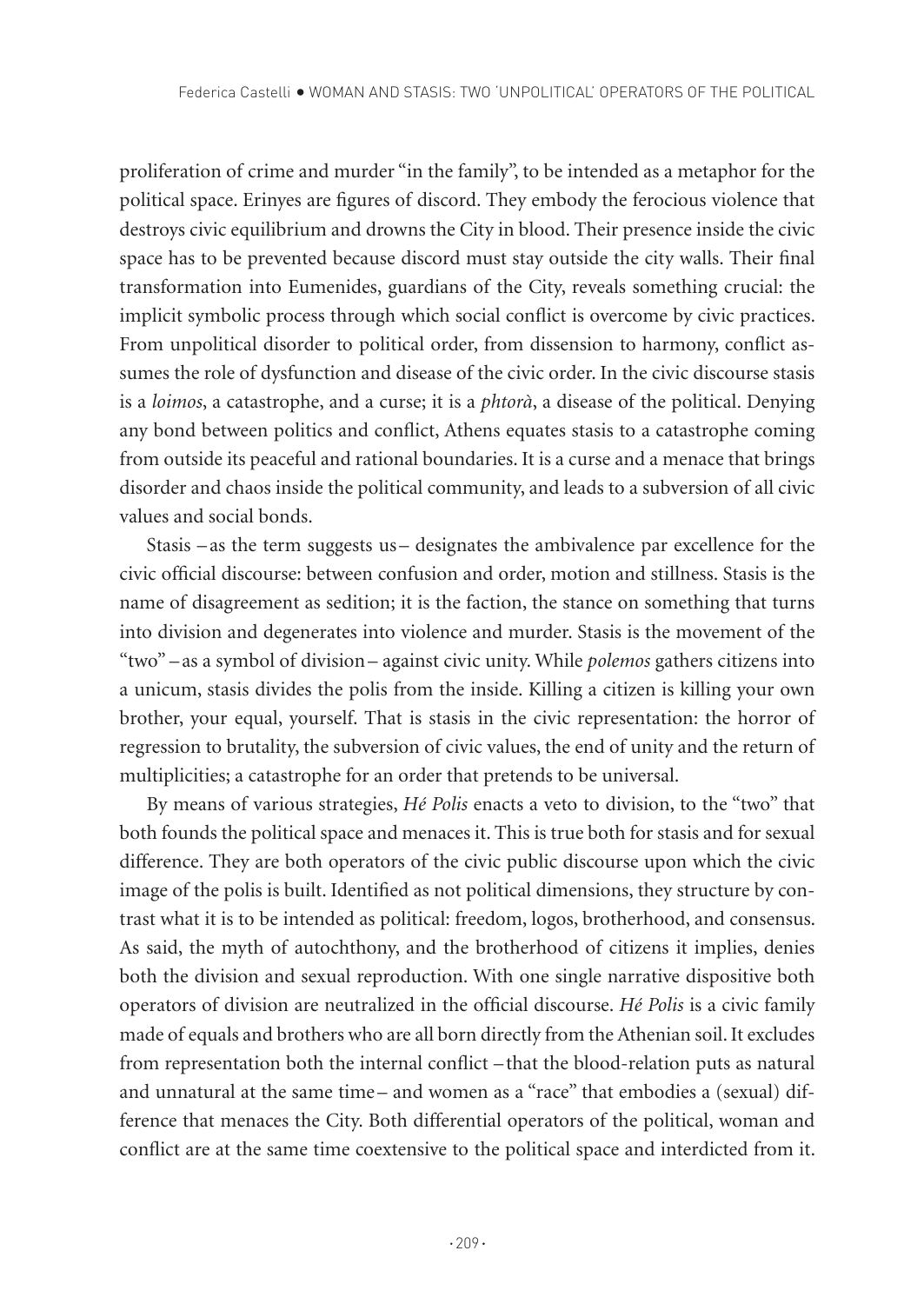proliferation of crime and murder "in the family", to be intended as a metaphor for the political space. Erinyes are figures of discord. They embody the ferocious violence that destroys civic equilibrium and drowns the City in blood. Their presence inside the civic space has to be prevented because discord must stay outside the city walls. Their final transformation into Eumenides, guardians of the City, reveals something crucial: the implicit symbolic process through which social conflict is overcome by civic practices. From unpolitical disorder to political order, from dissension to harmony, conflict assumes the role of dysfunction and disease of the civic order. In the civic discourse stasis is a *loimos*, a catastrophe, and a curse; it is a *phtorà*, a disease of the political. Denying any bond between politics and conflict, Athens equates stasis to a catastrophe coming from outside its peaceful and rational boundaries. It is a curse and a menace that brings disorder and chaos inside the political community, and leads to a subversion of all civic values and social bonds.

Stasis – as the term suggests us – designates the ambivalence par excellence for the civic official discourse: between confusion and order, motion and stillness. Stasis is the name of disagreement as sedition; it is the faction, the stance on something that turns into division and degenerates into violence and murder. Stasis is the movement of the "two" – as a symbol of division – against civic unity. While *polemos* gathers citizens into a unicum, stasis divides the polis from the inside. Killing a citizen is killing your own brother, your equal, yourself. That is stasis in the civic representation: the horror of regression to brutality, the subversion of civic values, the end of unity and the return of multiplicities; a catastrophe for an order that pretends to be universal.

By means of various strategies, *Hé Polis* enacts a veto to division, to the "two" that both founds the political space and menaces it. This is true both for stasis and for sexual difference. They are both operators of the civic public discourse upon which the civic image of the polis is built. Identified as not political dimensions, they structure by contrast what it is to be intended as political: freedom, logos, brotherhood, and consensus. As said, the myth of autochthony, and the brotherhood of citizens it implies, denies both the division and sexual reproduction. With one single narrative dispositive both operators of division are neutralized in the official discourse. *Hé Polis* is a civic family made of equals and brothers who are all born directly from the Athenian soil. It excludes from representation both the internal conflict – that the blood-relation puts as natural and unnatural at the same time – and women as a "race" that embodies a (sexual) difference that menaces the City. Both differential operators of the political, woman and conflict are at the same time coextensive to the political space and interdicted from it.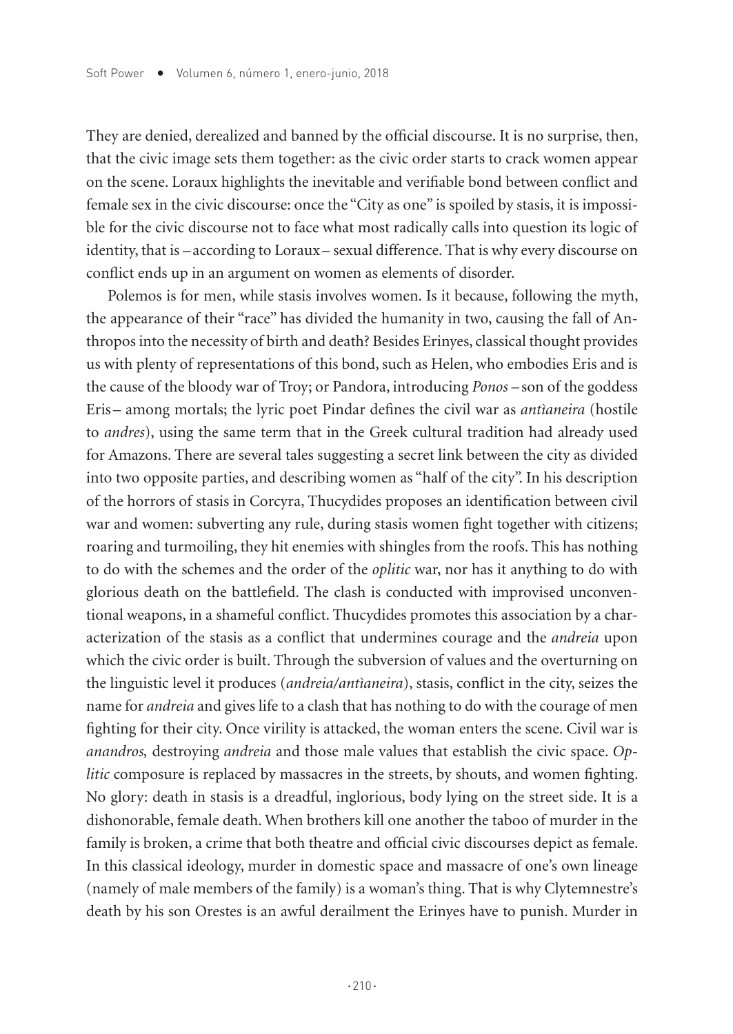They are denied, derealized and banned by the official discourse. It is no surprise, then, that the civic image sets them together: as the civic order starts to crack women appear on the scene. Loraux highlights the inevitable and verifiable bond between conflict and female sex in the civic discourse: once the "City as one" is spoiled by stasis, it is impossible for the civic discourse not to face what most radically calls into question its logic of identity, that is –according to Loraux– sexual difference. That is why every discourse on conflict ends up in an argument on women as elements of disorder.

Polemos is for men, while stasis involves women. Is it because, following the myth, the appearance of their "race" has divided the humanity in two, causing the fall of Anthropos into the necessity of birth and death? Besides Erinyes, classical thought provides us with plenty of representations of this bond, such as Helen, who embodies Eris and is the cause of the bloody war of Troy; or Pandora, introducing *Ponos* –son of the goddess Eris– among mortals; the lyric poet Pindar defines the civil war as *antìaneira* (hostile to *andres*), using the same term that in the Greek cultural tradition had already used for Amazons. There are several tales suggesting a secret link between the city as divided into two opposite parties, and describing women as "half of the city". In his description of the horrors of stasis in Corcyra, Thucydides proposes an identification between civil war and women: subverting any rule, during stasis women fight together with citizens; roaring and turmoiling, they hit enemies with shingles from the roofs. This has nothing to do with the schemes and the order of the *oplitic* war, nor has it anything to do with glorious death on the battlefield. The clash is conducted with improvised unconventional weapons, in a shameful conflict. Thucydides promotes this association by a characterization of the stasis as a conflict that undermines courage and the *andreia* upon which the civic order is built. Through the subversion of values and the overturning on the linguistic level it produces (*andreia/antìaneira*), stasis, conflict in the city, seizes the name for *andreia* and gives life to a clash that has nothing to do with the courage of men fighting for their city. Once virility is attacked, the woman enters the scene. Civil war is *anandros,* destroying *andreia* and those male values that establish the civic space. *Oplitic* composure is replaced by massacres in the streets, by shouts, and women fighting. No glory: death in stasis is a dreadful, inglorious, body lying on the street side. It is a dishonorable, female death. When brothers kill one another the taboo of murder in the family is broken, a crime that both theatre and official civic discourses depict as female. In this classical ideology, murder in domestic space and massacre of one's own lineage (namely of male members of the family) is a woman's thing. That is why Clytemnestre's death by his son Orestes is an awful derailment the Erinyes have to punish. Murder in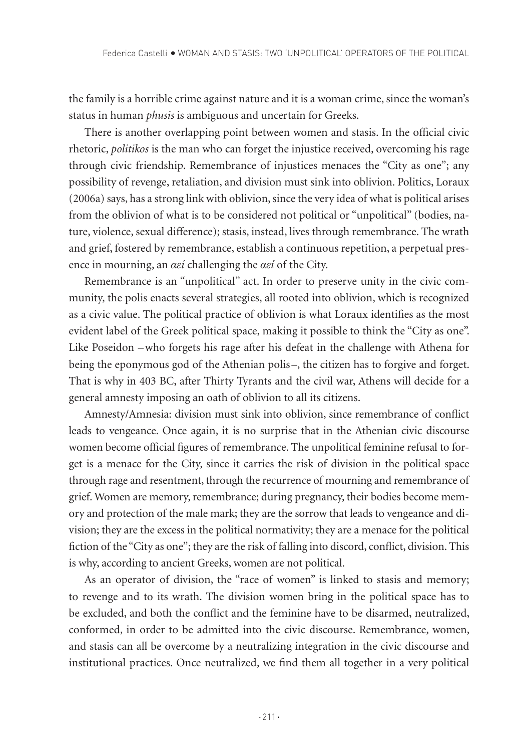the family is a horrible crime against nature and it is a woman crime, since the woman's status in human *phusis* is ambiguous and uncertain for Greeks.

There is another overlapping point between women and stasis. In the official civic rhetoric, *politikos* is the man who can forget the injustice received, overcoming his rage through civic friendship. Remembrance of injustices menaces the "City as one"; any possibility of revenge, retaliation, and division must sink into oblivion. Politics, Loraux (2006a) says, has a strong link with oblivion, since the very idea of what is political arises from the oblivion of what is to be considered not political or "unpolitical" (bodies, nature, violence, sexual difference); stasis, instead, lives through remembrance. The wrath and grief, fostered by remembrance, establish a continuous repetition, a perpetual presence in mourning, an *αεί* challenging the *αεί* of the City.

Remembrance is an "unpolitical" act. In order to preserve unity in the civic community, the polis enacts several strategies, all rooted into oblivion, which is recognized as a civic value. The political practice of oblivion is what Loraux identifies as the most evident label of the Greek political space, making it possible to think the "City as one". Like Poseidon –who forgets his rage after his defeat in the challenge with Athena for being the eponymous god of the Athenian polis–, the citizen has to forgive and forget. That is why in 403 BC, after Thirty Tyrants and the civil war, Athens will decide for a general amnesty imposing an oath of oblivion to all its citizens.

Amnesty/Amnesia: division must sink into oblivion, since remembrance of conflict leads to vengeance. Once again, it is no surprise that in the Athenian civic discourse women become official figures of remembrance. The unpolitical feminine refusal to forget is a menace for the City, since it carries the risk of division in the political space through rage and resentment, through the recurrence of mourning and remembrance of grief. Women are memory, remembrance; during pregnancy, their bodies become memory and protection of the male mark; they are the sorrow that leads to vengeance and division; they are the excess in the political normativity; they are a menace for the political fiction of the "City as one"; they are the risk of falling into discord, conflict, division. This is why, according to ancient Greeks, women are not political.

As an operator of division, the "race of women" is linked to stasis and memory; to revenge and to its wrath. The division women bring in the political space has to be excluded, and both the conflict and the feminine have to be disarmed, neutralized, conformed, in order to be admitted into the civic discourse. Remembrance, women, and stasis can all be overcome by a neutralizing integration in the civic discourse and institutional practices. Once neutralized, we find them all together in a very political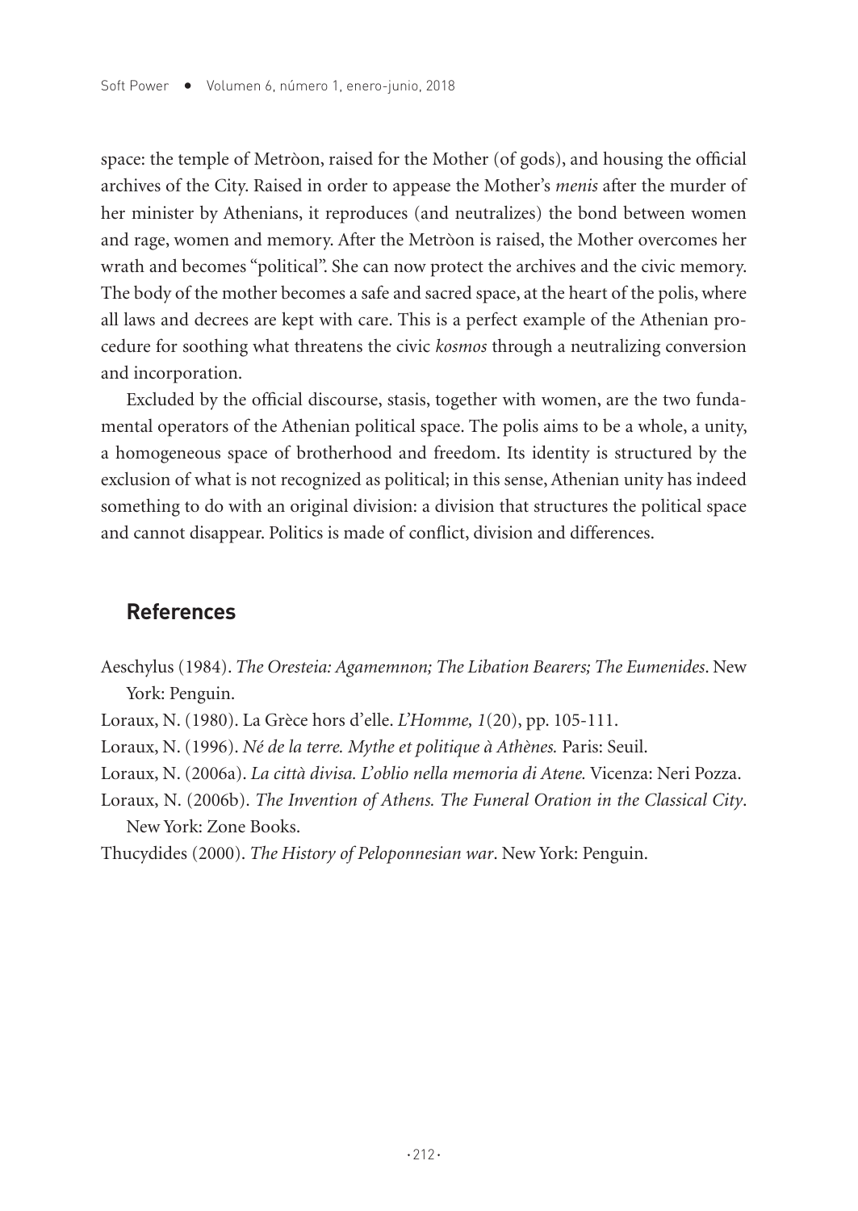space: the temple of Metròon, raised for the Mother (of gods), and housing the official archives of the City. Raised in order to appease the Mother's *menis* after the murder of her minister by Athenians, it reproduces (and neutralizes) the bond between women and rage, women and memory. After the Metròon is raised, the Mother overcomes her wrath and becomes "political". She can now protect the archives and the civic memory. The body of the mother becomes a safe and sacred space, at the heart of the polis, where all laws and decrees are kept with care. This is a perfect example of the Athenian procedure for soothing what threatens the civic *kosmos* through a neutralizing conversion and incorporation.

Excluded by the official discourse, stasis, together with women, are the two fundamental operators of the Athenian political space. The polis aims to be a whole, a unity, a homogeneous space of brotherhood and freedom. Its identity is structured by the exclusion of what is not recognized as political; in this sense, Athenian unity has indeed something to do with an original division: a division that structures the political space and cannot disappear. Politics is made of conflict, division and differences.

## References

Aeschylus (1984). *The Oresteia: Agamemnon; The Libation Bearers; The Eumenides*. New York: Penguin.

Loraux, N. (1980). La Grèce hors d'elle. *L'Homme, 1*(20), pp. 105-111.

Loraux, N. (1996). *Né de la terre. Mythe et politique à Athènes.* Paris: Seuil.

Loraux, N. (2006a). *La città divisa. L'oblio nella memoria di Atene.* Vicenza: Neri Pozza.

Loraux, N. (2006b). *The Invention of Athens. The Funeral Oration in the Classical City*. New York: Zone Books.

Thucydides (2000). *The History of Peloponnesian war*. New York: Penguin.